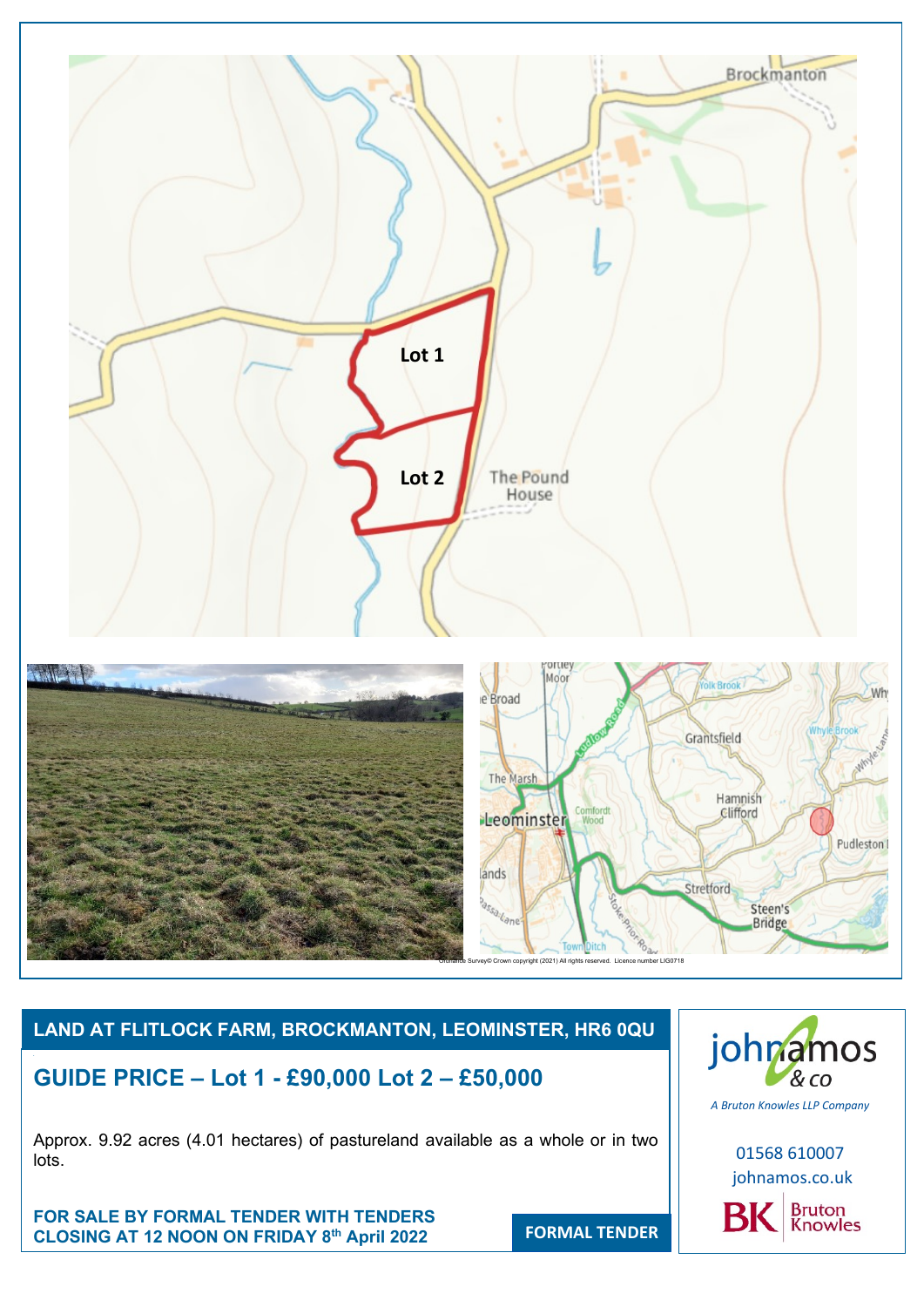# LAND AT FLITLOCK FARM, BROCKMANTON, LEOMINSTER, HR6 0QU

## GUIDE PRICE – Lot 1 - £90,000 Lot 2 – £50,000

Approx. 9.92 acres (4.01 hectares) of pastureland available as a whole or in two lots.

**FOR SALE BY FORMAL TENDER WITH TENDERS CLOSING AT 12 NOON ON FRIDAY 8th April 2022**

**FORMAL TENDER**

johnamos & co

*A Bruton Knowles LLP Company*

01568 610007

johnamos.co.uk

Bruton Knowles

Ordnance Survey© Crown copyright (2021) All rights reserved. Licence number LIG0718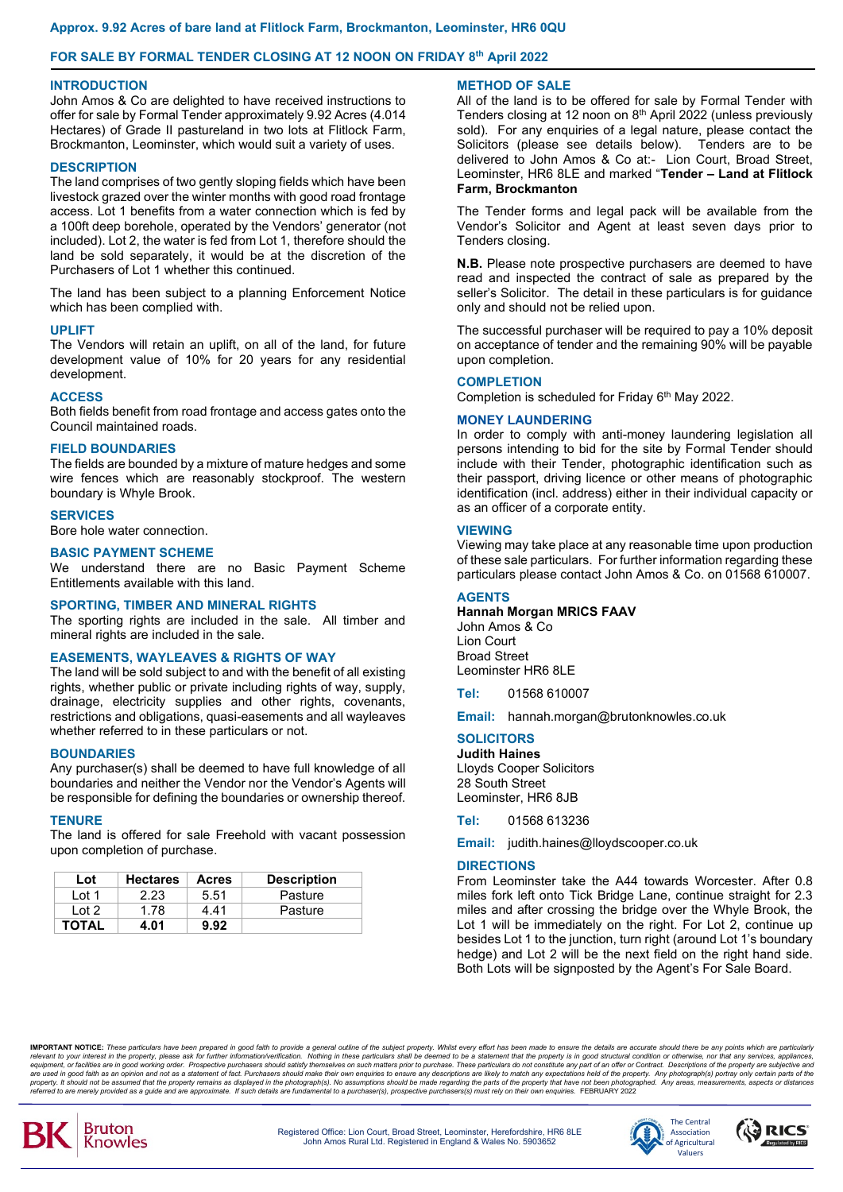**Approx. 9.92 Acres of bare land at Flitlock Farm, Brockmanton, Leominster, HR6 0QU**

**FOR SALE BY FORMAL TENDER CLOSING AT 12 NOON ON FRIDAY 8th April 2022**

## INTRODUCTION

John Amos & Co are delighted to have received instructions to offer for sale by Formal Tender approximately 9.92 Acres (4.014 Hectares) of Grade II pastureland in two lots at Flitlock Farm, Brockmanton, Leominster, which would suit a variety of uses.

## DESCRIPTION

The land comprises of two gently sloping fields which have been livestock grazed over the winter months with good road frontage access. Lot 1 benefits from a water connection which is fed by a 100ft deep borehole, operated by the Vendors' generator (not included). Lot 2, the water is fed from Lot 1, therefore should the land be sold separately, it would be at the discretion of the Purchasers of Lot 1 whether this continued.

The land has been subject to a planning Enforcement Notice which has been complied with.

## UPLIFT

The Vendors will retain an uplift, on all of the land, for future development value of 10% for 20 years for any residential development.

## ACCESS

Both fields benefit from road frontage and access gates onto the Council maintained roads.

## FIELD BOUNDARIES

The fields are bounded by a mixture of mature hedges and some wire fences which are reasonably stockproof. The western boundary is Whyle Brook.

## SERVICES

Bore hole water connection.

## BASIC PAYMENT SCHEME

We understand there are no Basic Payment Scheme Entitlements available with this land.

## SPORTING, TIMBER AND MINERAL RIGHTS

The sporting rights are included in the sale. All timber and mineral rights are included in the sale.

## EASEMENTS, WAYLEAVES & RIGHTS OF WAY

The land will be sold subject to and with the benefit of all existing rights, whether public or private including rights of way, supply, drainage, electricity supplies and other rights, covenants, restrictions and obligations, quasi-easements and all wayleaves whether referred to in these particulars or not.

## BOUNDARIES

Any purchaser(s) shall be deemed to have full knowledge of all boundaries and neither the Vendor nor the Vendor's Agents will be responsible for defining the boundaries or ownership thereof.

## TENURE

The land is offered for sale Freehold with vacant possession upon completion of purchase.

| Lot | Hectares | Acres | Description |
|---|---|---|---|
| Lot 1 | 2.23 | 5.51 | Pasture |
| Lot 2 | 1.78 | 4.41 | Pasture |
| **TOTAL** | **4.01** | **9.92** | |

## METHOD OF SALE

All of the land is to be offered for sale by Formal Tender with Tenders closing at 12 noon on 8th April 2022 (unless previously sold). For any enquiries of a legal nature, please contact the Solicitors (please see details below). Tenders are to be delivered to John Amos & Co at:- Lion Court, Broad Street, Leominster, HR6 8LE and marked "**Tender – Land at Flitlock Farm, Brockmanton**

The Tender forms and legal pack will be available from the Vendor's Solicitor and Agent at least seven days prior to Tenders closing.

**N.B.** Please note prospective purchasers are deemed to have read and inspected the contract of sale as prepared by the seller's Solicitor. The detail in these particulars is for guidance only and should not be relied upon.

The successful purchaser will be required to pay a 10% deposit on acceptance of tender and the remaining 90% will be payable upon completion.

## COMPLETION

Completion is scheduled for Friday 6th May 2022.

## MONEY LAUNDERING

In order to comply with anti-money laundering legislation all persons intending to bid for the site by Formal Tender should include with their Tender, photographic identification such as their passport, driving licence or other means of photographic identification (incl. address) either in their individual capacity or as an officer of a corporate entity.

## VIEWING

Viewing may take place at any reasonable time upon production of these sale particulars. For further information regarding these particulars please contact John Amos & Co. on 01568 610007.

## AGENTS

**Hannah Morgan MRICS FAAV**
John Amos & Co
Lion Court
Broad Street
Leominster HR6 8LE

**Tel:** 01568 610007

**Email:** hannah.morgan@brutonknowles.co.uk

## SOLICITORS

**Judith Haines**
Lloyds Cooper Solicitors
28 South Street
Leominster, HR6 8JB

**Tel:** 01568 613236

**Email:** judith.haines@lloydscooper.co.uk

## DIRECTIONS

From Leominster take the A44 towards Worcester. After 0.8 miles fork left onto Tick Bridge Lane, continue straight for 2.3 miles and after crossing the bridge over the Whyle Brook, the Lot 1 will be immediately on the right. For Lot 2, continue up besides Lot 1 to the junction, turn right (around Lot 1's boundary hedge) and Lot 2 will be the next field on the right hand side. Both Lots will be signposted by the Agent's For Sale Board.

**IMPORTANT NOTICE:** *These particulars have been prepared in good faith to provide a general outline of the subject property. Whilst every effort has been made to ensure the details are accurate should there be any points which are particularly relevant to your interest in the property, please ask for further information/verification. Nothing in these particulars shall be deemed to be a statement that the property is in good structural condition or otherwise, nor that any services, appliances, equipment, or facilities are in good working order. Prospective purchasers should satisfy themselves on such matters prior to purchase. These particulars do not constitute any part of an offer or Contract. Descriptions of the property are subjective and are used in good faith as an opinion and not as a statement of fact. Purchasers should make their own enquiries to ensure any descriptions are likely to match any expectations held of the property. Any photograph(s) portray only certain parts of the property. It should not be assumed that the property remains as displayed in the photograph(s). No assumptions should be made regarding the parts of the property that have not been photographed. Any areas, measurements, aspects or distances referred to are merely provided as a guide and are approximate. If such details are fundamental to a purchaser(s), prospective purchasers(s) must rely on their own enquiries.* FEBRUARY 2022

Registered Office: Lion Court, Broad Street, Leominster, Herefordshire, HR6 8LE
John Amos Rural Ltd. Registered in England & Wales No. 5903652